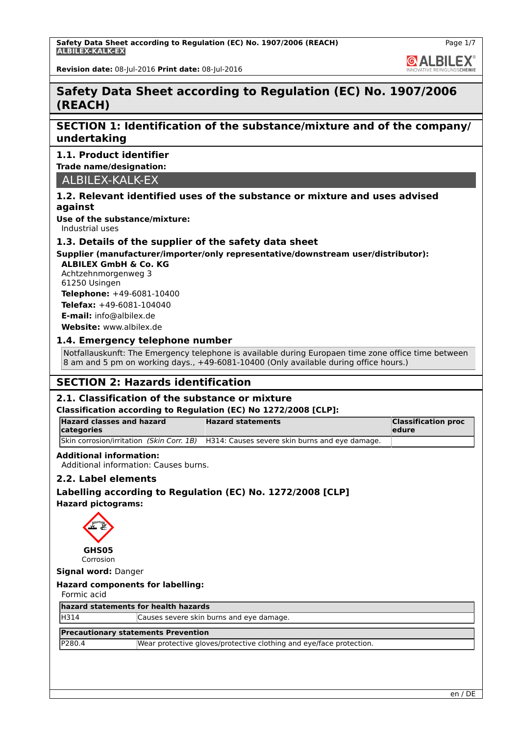# Safety Data Sheet according to Regulation (EC) No. 1907/2006 (REACH)

## SECTION 1: Identification of the substance/mixture and of the company/undertaking

### 1.1. Product identifier

**Trade name/designation:**

ALBILEX-KALK-EX

### 1.2. Relevant identified uses of the substance or mixture and uses advised against

**Use of the substance/mixture:**
Industrial uses

### 1.3. Details of the supplier of the safety data sheet

**Supplier (manufacturer/importer/only representative/downstream user/distributor):**

**ALBILEX GmbH & Co. KG**
Achtzehnmorgenweg 3
61250 Usingen
**Telephone:** +49-6081-10400
**Telefax:** +49-6081-104040
**E-mail:** info@albilex.de
**Website:** www.albilex.de

### 1.4. Emergency telephone number

Notfallauskunft: The Emergency telephone is available during Europaen time zone office time between 8 am and 5 pm on working days., +49-6081-10400 (Only available during office hours.)

## SECTION 2: Hazards identification

### 2.1. Classification of the substance or mixture

**Classification according to Regulation (EC) No 1272/2008 [CLP]:**

| Hazard classes and hazard categories | Hazard statements | Classification procedure |
|---|---|---|
| Skin corrosion/irritation *(Skin Corr. 1B)* | H314: Causes severe skin burns and eye damage. | |

**Additional information:**
Additional information: Causes burns.

### 2.2. Label elements

**Labelling according to Regulation (EC) No. 1272/2008 [CLP]**

**Hazard pictograms:**

**GHS05**
Corrosion

**Signal word:** Danger

**Hazard components for labelling:**
Formic acid

| hazard statements for health hazards | |
|---|---|
| H314 | Causes severe skin burns and eye damage. |

| Precautionary statements Prevention | |
|---|---|
| P280.4 | Wear protective gloves/protective clothing and eye/face protection. |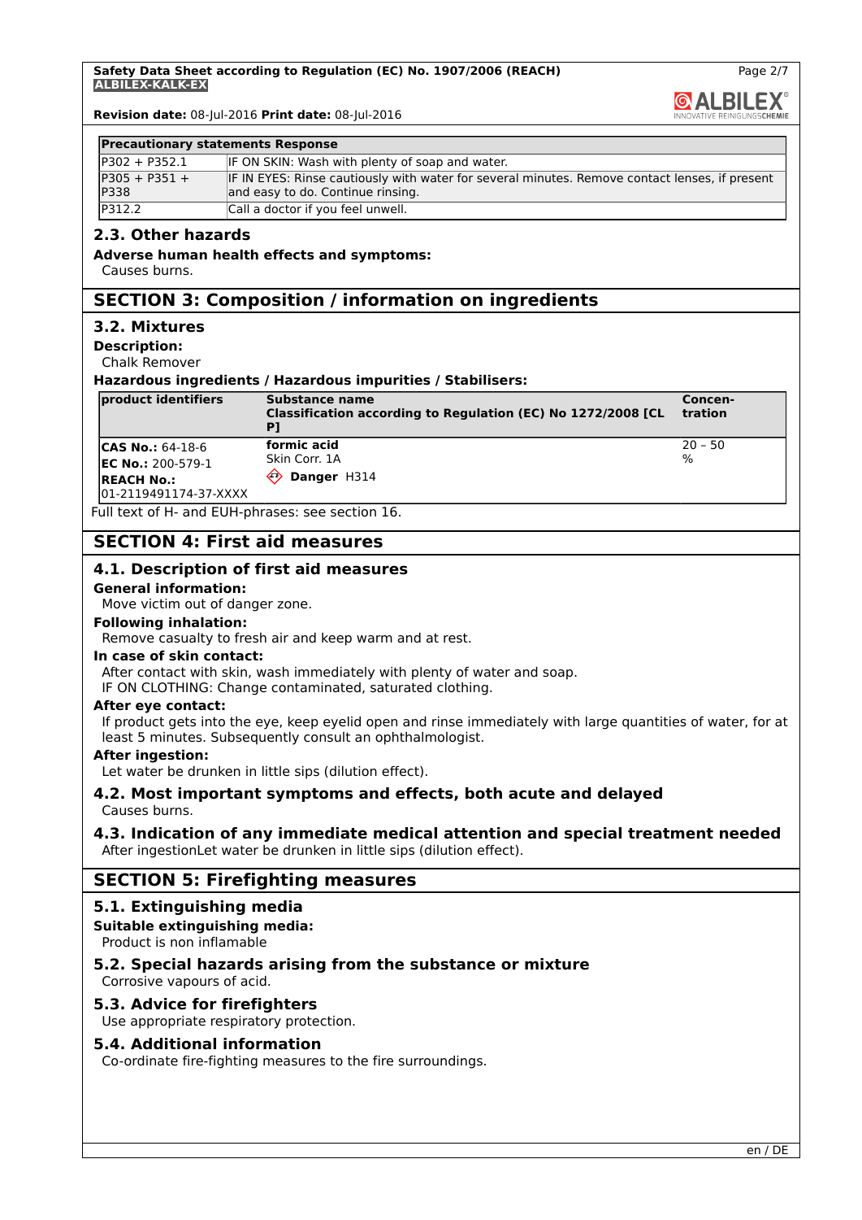| Precautionary statements Response | |
|---|---|
| P302 + P352.1 | IF ON SKIN: Wash with plenty of soap and water. |
| P305 + P351 + P338 | IF IN EYES: Rinse cautiously with water for several minutes. Remove contact lenses, if present and easy to do. Continue rinsing. |
| P312.2 | Call a doctor if you feel unwell. |

## 2.3. Other hazards

**Adverse human health effects and symptoms:**

Causes burns.

# SECTION 3: Composition / information on ingredients

## 3.2. Mixtures

**Description:**

Chalk Remover

**Hazardous ingredients / Hazardous impurities / Stabilisers:**

| product identifiers | Substance name<br>Classification according to Regulation (EC) No 1272/2008 [CLP] | Concen-tration |
|---|---|---|
| **CAS No.:** 64-18-6<br>**EC No.:** 200-579-1<br>**REACH No.:** 01-2119491174-37-XXXX | **formic acid**<br>Skin Corr. 1A<br>**Danger** H314 | 20 – 50 % |

Full text of H- and EUH-phrases: see section 16.

# SECTION 4: First aid measures

## 4.1. Description of first aid measures

**General information:**

Move victim out of danger zone.

**Following inhalation:**

Remove casualty to fresh air and keep warm and at rest.

**In case of skin contact:**

After contact with skin, wash immediately with plenty of water and soap.
IF ON CLOTHING: Change contaminated, saturated clothing.

**After eye contact:**

If product gets into the eye, keep eyelid open and rinse immediately with large quantities of water, for at least 5 minutes. Subsequently consult an ophthalmologist.

**After ingestion:**

Let water be drunken in little sips (dilution effect).

## 4.2. Most important symptoms and effects, both acute and delayed

Causes burns.

## 4.3. Indication of any immediate medical attention and special treatment needed

After ingestionLet water be drunken in little sips (dilution effect).

# SECTION 5: Firefighting measures

## 5.1. Extinguishing media

**Suitable extinguishing media:**

Product is non inflamable

## 5.2. Special hazards arising from the substance or mixture

Corrosive vapours of acid.

## 5.3. Advice for firefighters

Use appropriate respiratory protection.

## 5.4. Additional information

Co-ordinate fire-fighting measures to the fire surroundings.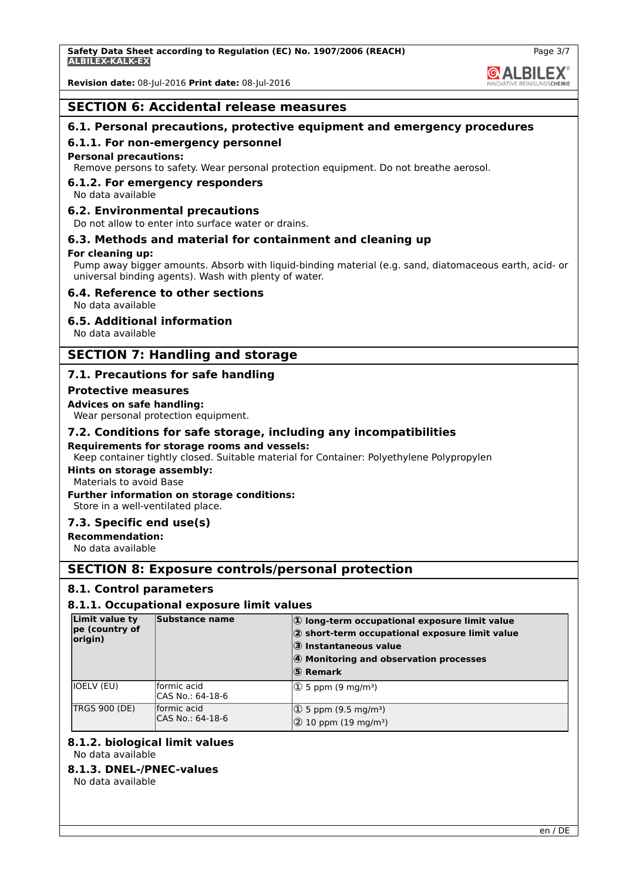## SECTION 6: Accidental release measures

### 6.1. Personal precautions, protective equipment and emergency procedures

#### 6.1.1. For non-emergency personnel

**Personal precautions:**

Remove persons to safety. Wear personal protection equipment. Do not breathe aerosol.

#### 6.1.2. For emergency responders

No data available

### 6.2. Environmental precautions

Do not allow to enter into surface water or drains.

### 6.3. Methods and material for containment and cleaning up

**For cleaning up:**

Pump away bigger amounts. Absorb with liquid-binding material (e.g. sand, diatomaceous earth, acid- or universal binding agents). Wash with plenty of water.

### 6.4. Reference to other sections

No data available

### 6.5. Additional information

No data available

## SECTION 7: Handling and storage

### 7.1. Precautions for safe handling

**Protective measures**

**Advices on safe handling:**

Wear personal protection equipment.

### 7.2. Conditions for safe storage, including any incompatibilities

**Requirements for storage rooms and vessels:**

Keep container tightly closed. Suitable material for Container: Polyethylene Polypropylen

**Hints on storage assembly:**

Materials to avoid Base

**Further information on storage conditions:**

Store in a well-ventilated place.

### 7.3. Specific end use(s)

**Recommendation:**

No data available

## SECTION 8: Exposure controls/personal protection

### 8.1. Control parameters

#### 8.1.1. Occupational exposure limit values

| Limit value type (country of origin) | Substance name | ① long-term occupational exposure limit value<br>② short-term occupational exposure limit value<br>③ Instantaneous value<br>④ Monitoring and observation processes<br>⑤ Remark |
|---|---|---|
| IOELV (EU) | formic acid<br>CAS No.: 64-18-6 | ① 5 ppm (9 mg/m³) |
| TRGS 900 (DE) | formic acid<br>CAS No.: 64-18-6 | ① 5 ppm (9.5 mg/m³)<br>② 10 ppm (19 mg/m³) |

#### 8.1.2. biological limit values

No data available

#### 8.1.3. DNEL-/PNEC-values

No data available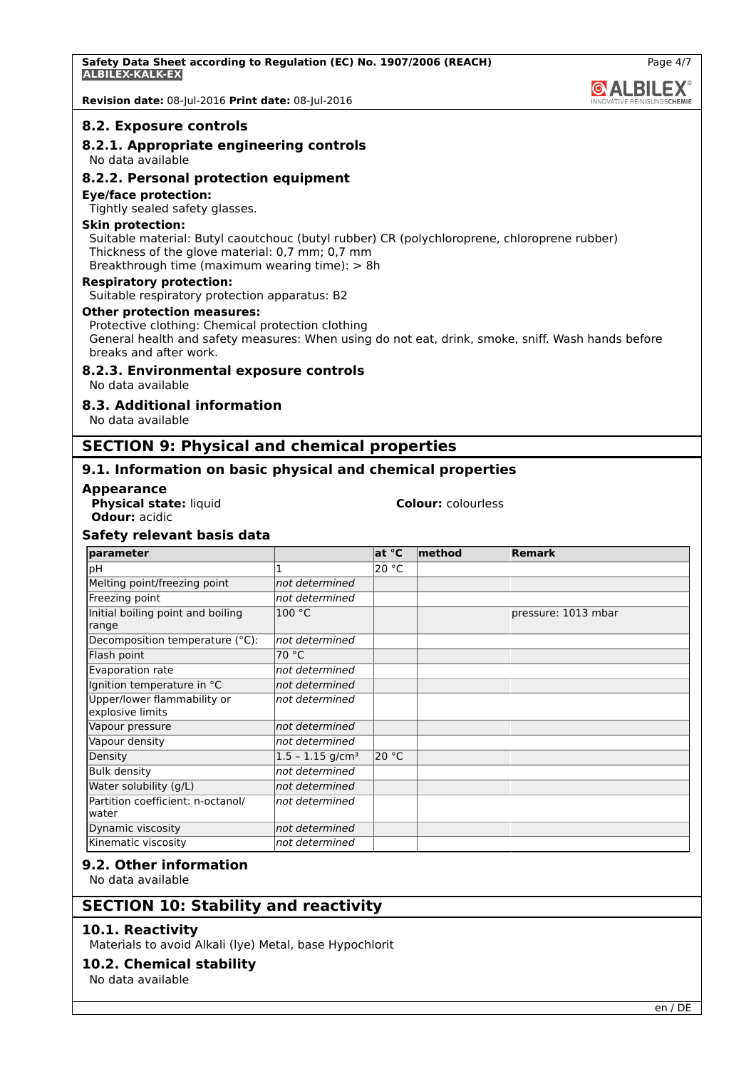## 8.2. Exposure controls

### 8.2.1. Appropriate engineering controls

No data available

### 8.2.2. Personal protection equipment

**Eye/face protection:**

Tightly sealed safety glasses.

**Skin protection:**

Suitable material: Butyl caoutchouc (butyl rubber) CR (polychloroprene, chloroprene rubber)
Thickness of the glove material: 0,7 mm; 0,7 mm
Breakthrough time (maximum wearing time): > 8h

**Respiratory protection:**

Suitable respiratory protection apparatus: B2

**Other protection measures:**

Protective clothing: Chemical protection clothing
General health and safety measures: When using do not eat, drink, smoke, sniff. Wash hands before breaks and after work.

### 8.2.3. Environmental exposure controls

No data available

## 8.3. Additional information

No data available

# SECTION 9: Physical and chemical properties

## 9.1. Information on basic physical and chemical properties

### Appearance

**Physical state:** liquid
**Colour:** colourless
**Odour:** acidic

### Safety relevant basis data

| parameter | | at °C | method | Remark |
|---|---|---|---|---|
| pH | 1 | 20 °C | | |
| Melting point/freezing point | *not determined* | | | |
| Freezing point | *not determined* | | | |
| Initial boiling point and boiling range | 100 °C | | | pressure: 1013 mbar |
| Decomposition temperature (°C): | *not determined* | | | |
| Flash point | 70 °C | | | |
| Evaporation rate | *not determined* | | | |
| Ignition temperature in °C | *not determined* | | | |
| Upper/lower flammability or explosive limits | *not determined* | | | |
| Vapour pressure | *not determined* | | | |
| Vapour density | *not determined* | | | |
| Density | 1.5 – 1.15 g/cm³ | 20 °C | | |
| Bulk density | *not determined* | | | |
| Water solubility (g/L) | *not determined* | | | |
| Partition coefficient: n-octanol/water | *not determined* | | | |
| Dynamic viscosity | *not determined* | | | |
| Kinematic viscosity | *not determined* | | | |

## 9.2. Other information

No data available

# SECTION 10: Stability and reactivity

## 10.1. Reactivity

Materials to avoid Alkali (lye) Metal, base Hypochlorit

## 10.2. Chemical stability

No data available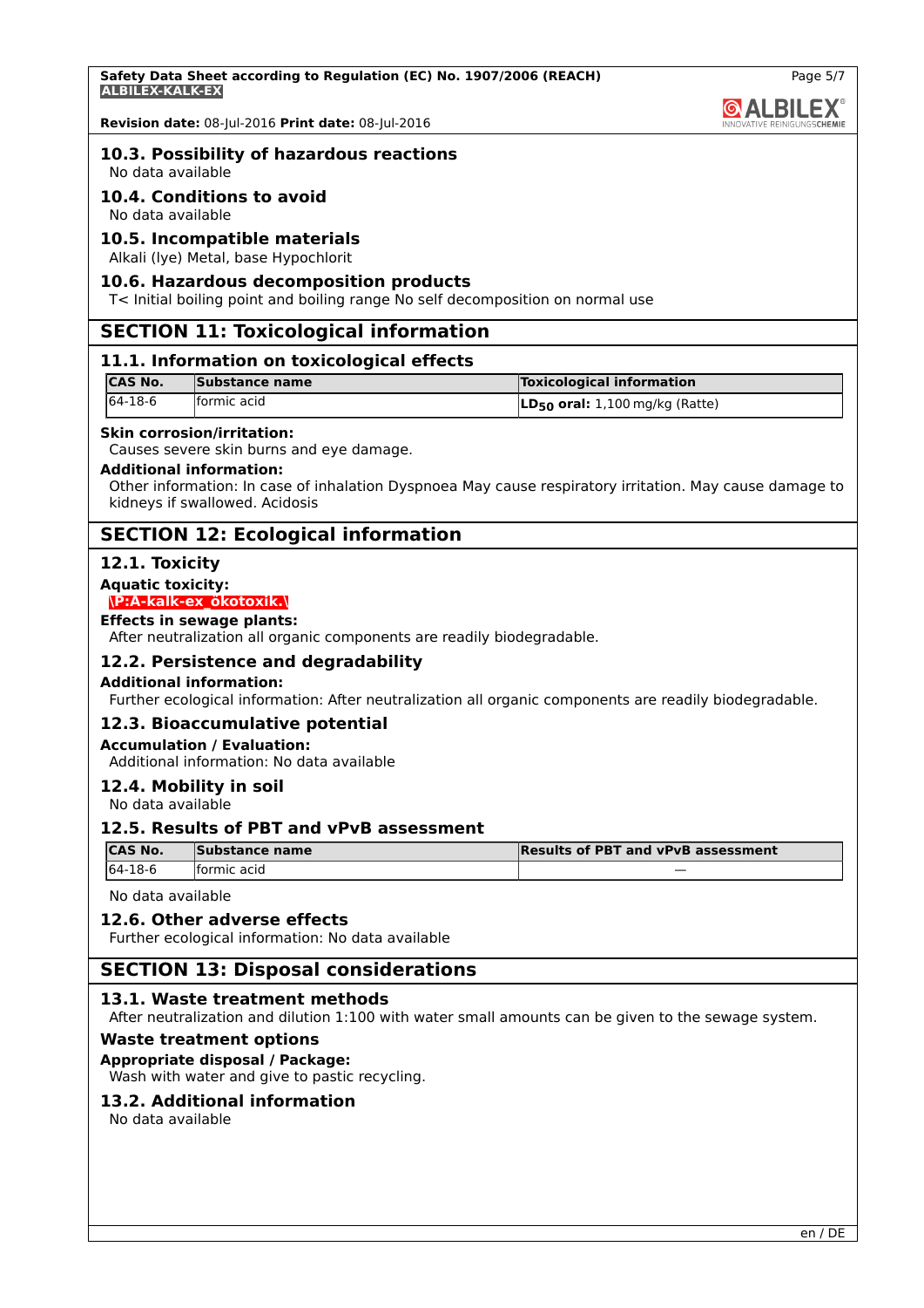### 10.3. Possibility of hazardous reactions

No data available

### 10.4. Conditions to avoid

No data available

### 10.5. Incompatible materials

Alkali (lye) Metal, base Hypochlorit

### 10.6. Hazardous decomposition products

T< Initial boiling point and boiling range No self decomposition on normal use

## SECTION 11: Toxicological information

### 11.1. Information on toxicological effects

| CAS No. | Substance name | Toxicological information |
|---|---|---|
| 64-18-6 | formic acid | **$LD_{50}$ oral:** 1,100 mg/kg (Ratte) |

**Skin corrosion/irritation:**

Causes severe skin burns and eye damage.

**Additional information:**

Other information: In case of inhalation Dyspnoea May cause respiratory irritation. May cause damage to kidneys if swallowed. Acidosis

## SECTION 12: Ecological information

### 12.1. Toxicity

**Aquatic toxicity:**

\P:A-kalk-ex_ökotoxik.\

**Effects in sewage plants:**

After neutralization all organic components are readily biodegradable.

### 12.2. Persistence and degradability

**Additional information:**

Further ecological information: After neutralization all organic components are readily biodegradable.

### 12.3. Bioaccumulative potential

**Accumulation / Evaluation:**

Additional information: No data available

### 12.4. Mobility in soil

No data available

### 12.5. Results of PBT and vPvB assessment

| CAS No. | Substance name | Results of PBT and vPvB assessment |
|---|---|---|
| 64-18-6 | formic acid | — |

No data available

### 12.6. Other adverse effects

Further ecological information: No data available

## SECTION 13: Disposal considerations

### 13.1. Waste treatment methods

After neutralization and dilution 1:100 with water small amounts can be given to the sewage system.

**Waste treatment options**

**Appropriate disposal / Package:**

Wash with water and give to pastic recycling.

### 13.2. Additional information

No data available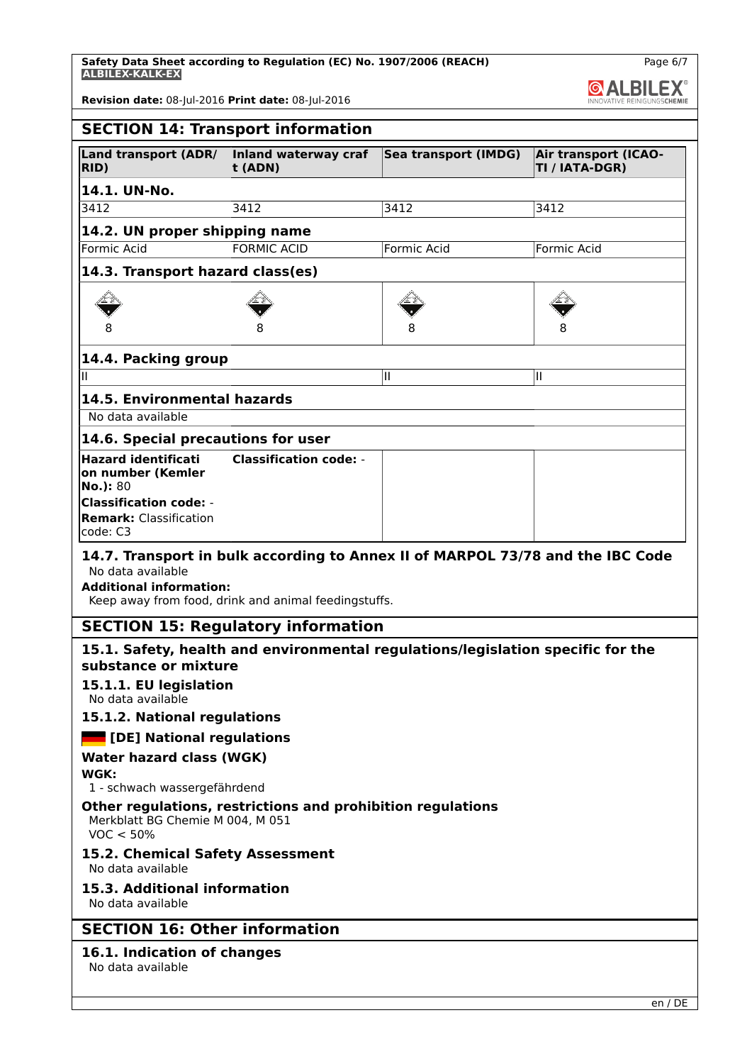## SECTION 14: Transport information

| Land transport (ADR/ RID) | Inland waterway craft (ADN) | Sea transport (IMDG) | Air transport (ICAO-TI / IATA-DGR) |
|---|---|---|---|
| **14.1. UN-No.** | | | |
| 3412 | 3412 | 3412 | 3412 |
| **14.2. UN proper shipping name** | | | |
| Formic Acid | FORMIC ACID | Formic Acid | Formic Acid |
| **14.3. Transport hazard class(es)** | | | |
| 8 | 8 | 8 | 8 |
| **14.4. Packing group** | | | |
| II | | II | II |
| **14.5. Environmental hazards** | | | |
| No data available | | | |
| **14.6. Special precautions for user** | | | |
| **Hazard identification number (Kemler No.):** 80<br>**Classification code:** -<br>**Remark:** Classification code: C3 | **Classification code:** - | | |

### 14.7. Transport in bulk according to Annex II of MARPOL 73/78 and the IBC Code

No data available

**Additional information:**

Keep away from food, drink and animal feedingstuffs.

## SECTION 15: Regulatory information

### 15.1. Safety, health and environmental regulations/legislation specific for the substance or mixture

#### 15.1.1. EU legislation

No data available

#### 15.1.2. National regulations

**[DE] National regulations**

**Water hazard class (WGK)**

**WGK:**

1 - schwach wassergefährdend

**Other regulations, restrictions and prohibition regulations**

Merkblatt BG Chemie M 004, M 051

VOC < 50%

### 15.2. Chemical Safety Assessment

No data available

### 15.3. Additional information

No data available

## SECTION 16: Other information

### 16.1. Indication of changes

No data available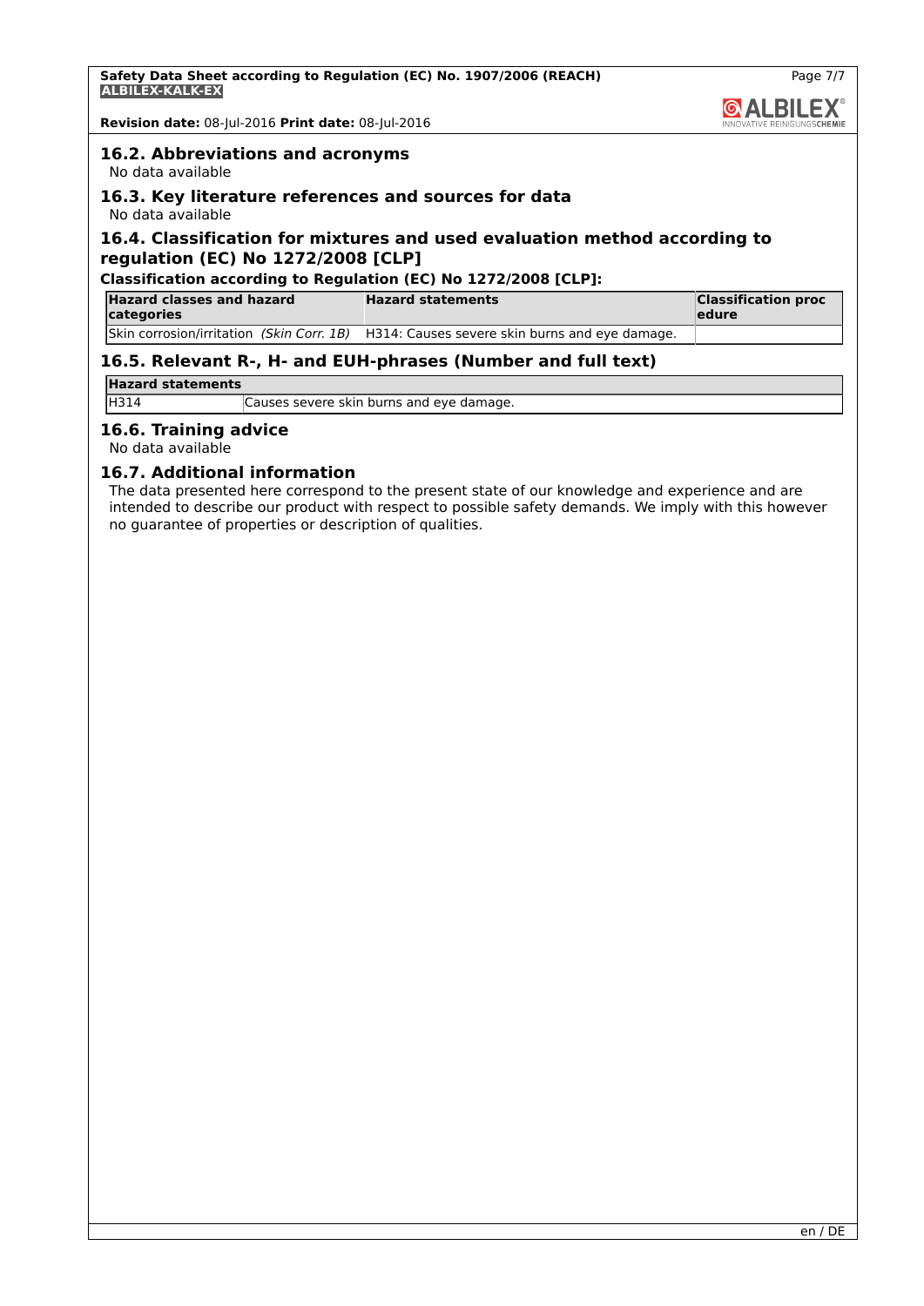## 16.2. Abbreviations and acronyms

No data available

## 16.3. Key literature references and sources for data

No data available

## 16.4. Classification for mixtures and used evaluation method according to regulation (EC) No 1272/2008 [CLP]

**Classification according to Regulation (EC) No 1272/2008 [CLP]:**

| Hazard classes and hazard categories | Hazard statements | Classification procedure |
|---|---|---|
| Skin corrosion/irritation *(Skin Corr. 1B)* | H314: Causes severe skin burns and eye damage. | |

## 16.5. Relevant R-, H- and EUH-phrases (Number and full text)

| Hazard statements | |
|---|---|
| H314 | Causes severe skin burns and eye damage. |

## 16.6. Training advice

No data available

## 16.7. Additional information

The data presented here correspond to the present state of our knowledge and experience and are intended to describe our product with respect to possible safety demands. We imply with this however no guarantee of properties or description of qualities.